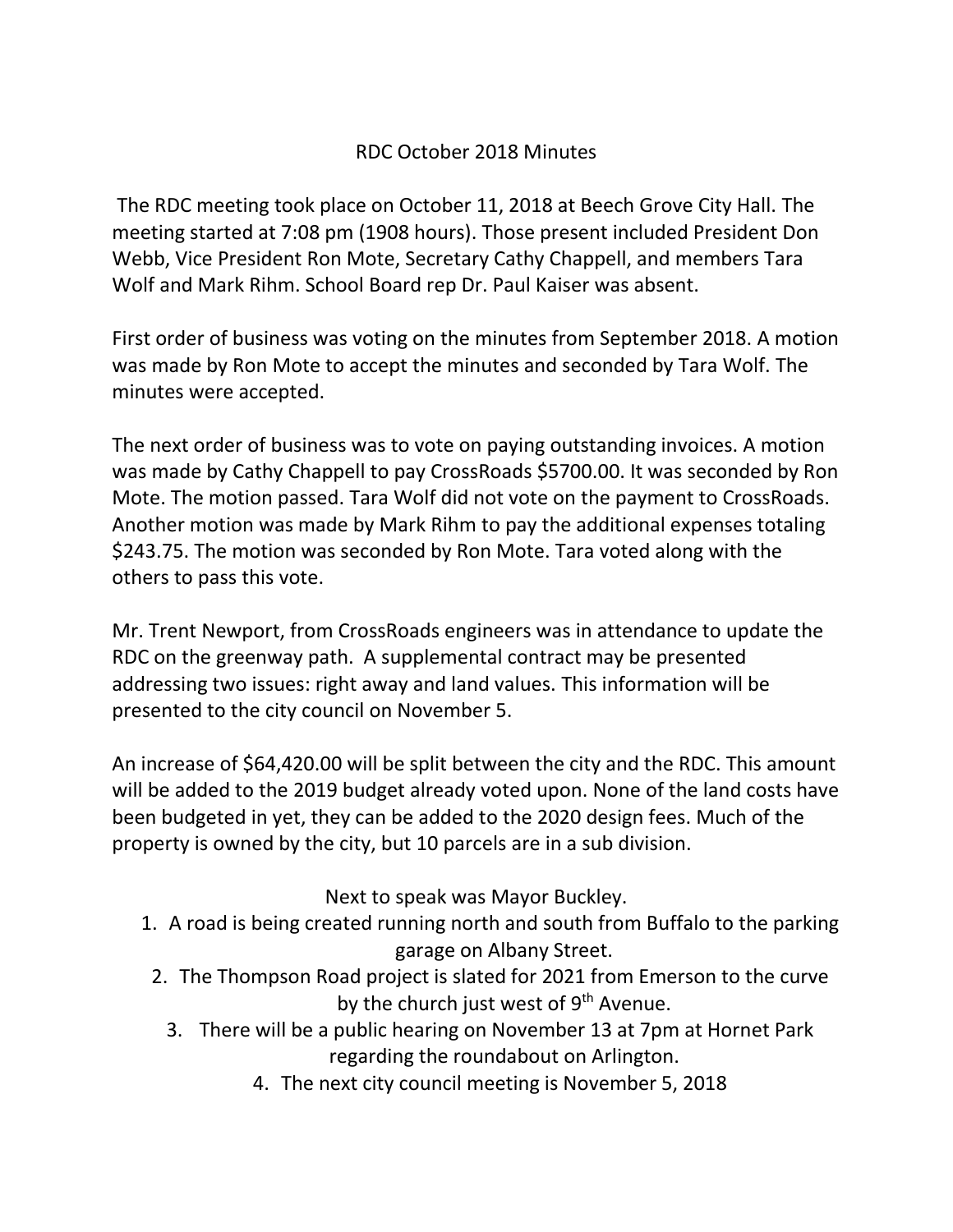# RDC October 2018 Minutes

The RDC meeting took place on October 11, 2018 at Beech Grove City Hall. The meeting started at 7:08 pm (1908 hours). Those present included President Don Webb, Vice President Ron Mote, Secretary Cathy Chappell, and members Tara Wolf and Mark Rihm. School Board rep Dr. Paul Kaiser was absent.

First order of business was voting on the minutes from September 2018. A motion was made by Ron Mote to accept the minutes and seconded by Tara Wolf. The minutes were accepted.

The next order of business was to vote on paying outstanding invoices. A motion was made by Cathy Chappell to pay CrossRoads $5700.00. It was seconded by Ron Mote. The motion passed. Tara Wolf did not vote on the payment to CrossRoads. Another motion was made by Mark Rihm to pay the additional expenses totaling $243.75. The motion was seconded by Ron Mote. Tara voted along with the others to pass this vote.

Mr. Trent Newport, from CrossRoads engineers was in attendance to update the RDC on the greenway path. A supplemental contract may be presented addressing two issues: right away and land values. This information will be presented to the city council on November 5.

An increase of $64,420.00 will be split between the city and the RDC. This amount will be added to the 2019 budget already voted upon. None of the land costs have been budgeted in yet, they can be added to the 2020 design fees. Much of the property is owned by the city, but 10 parcels are in a sub division.

Next to speak was Mayor Buckley.

1. A road is being created running north and south from Buffalo to the parking garage on Albany Street.
2. The Thompson Road project is slated for 2021 from Emerson to the curve by the church just west of 9th Avenue.
3. There will be a public hearing on November 13 at 7pm at Hornet Park regarding the roundabout on Arlington.
4. The next city council meeting is November 5, 2018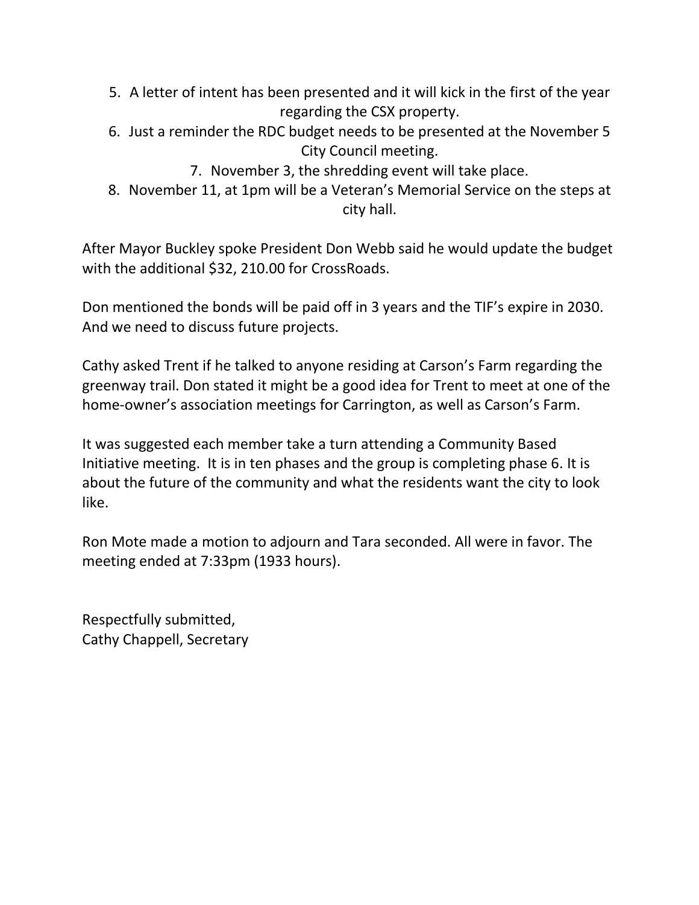5. A letter of intent has been presented and it will kick in the first of the year regarding the CSX property.
6. Just a reminder the RDC budget needs to be presented at the November 5 City Council meeting.
7. November 3, the shredding event will take place.
8. November 11, at 1pm will be a Veteran's Memorial Service on the steps at city hall.

After Mayor Buckley spoke President Don Webb said he would update the budget with the additional $32, 210.00 for CrossRoads.

Don mentioned the bonds will be paid off in 3 years and the TIF's expire in 2030. And we need to discuss future projects.

Cathy asked Trent if he talked to anyone residing at Carson's Farm regarding the greenway trail. Don stated it might be a good idea for Trent to meet at one of the home-owner's association meetings for Carrington, as well as Carson's Farm.

It was suggested each member take a turn attending a Community Based Initiative meeting. It is in ten phases and the group is completing phase 6. It is about the future of the community and what the residents want the city to look like.

Ron Mote made a motion to adjourn and Tara seconded. All were in favor. The meeting ended at 7:33pm (1933 hours).

Respectfully submitted,
Cathy Chappell, Secretary